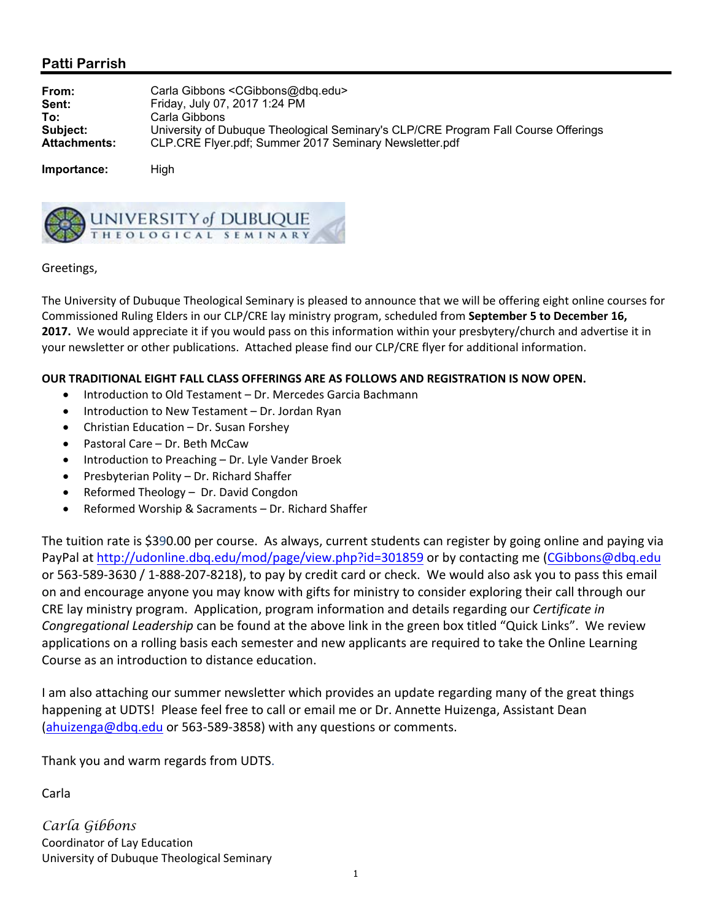## Patti Parrish

| | |
|---|---|
| **From:** | Carla Gibbons <CGibbons@dbq.edu> |
| **Sent:** | Friday, July 07, 2017 1:24 PM |
| **To:** | Carla Gibbons |
| **Subject:** | University of Dubuque Theological Seminary's CLP/CRE Program Fall Course Offerings |
| **Attachments:** | CLP.CRE Flyer.pdf; Summer 2017 Seminary Newsletter.pdf |
| **Importance:** | High |

UNIVERSITY of DUBUQUE THEOLOGICAL SEMINARY

Greetings,

The University of Dubuque Theological Seminary is pleased to announce that we will be offering eight online courses for Commissioned Ruling Elders in our CLP/CRE lay ministry program, scheduled from **September 5 to December 16, 2017.** We would appreciate it if you would pass on this information within your presbytery/church and advertise it in your newsletter or other publications. Attached please find our CLP/CRE flyer for additional information.

**OUR TRADITIONAL EIGHT FALL CLASS OFFERINGS ARE AS FOLLOWS AND REGISTRATION IS NOW OPEN.**

- Introduction to Old Testament – Dr. Mercedes Garcia Bachmann
- Introduction to New Testament – Dr. Jordan Ryan
- Christian Education – Dr. Susan Forshey
- Pastoral Care – Dr. Beth McCaw
- Introduction to Preaching – Dr. Lyle Vander Broek
- Presbyterian Polity – Dr. Richard Shaffer
- Reformed Theology – Dr. David Congdon
- Reformed Worship & Sacraments – Dr. Richard Shaffer

The tuition rate is $390.00 per course. As always, current students can register by going online and paying via PayPal at http://udonline.dbq.edu/mod/page/view.php?id=301859 or by contacting me (CGibbons@dbq.edu or 563-589-3630 / 1-888-207-8218), to pay by credit card or check. We would also ask you to pass this email on and encourage anyone you may know with gifts for ministry to consider exploring their call through our CRE lay ministry program. Application, program information and details regarding our *Certificate in Congregational Leadership* can be found at the above link in the green box titled "Quick Links". We review applications on a rolling basis each semester and new applicants are required to take the Online Learning Course as an introduction to distance education.

I am also attaching our summer newsletter which provides an update regarding many of the great things happening at UDTS! Please feel free to call or email me or Dr. Annette Huizenga, Assistant Dean (ahuizenga@dbq.edu or 563-589-3858) with any questions or comments.

Thank you and warm regards from UDTS.

Carla

*Carla Gibbons*
Coordinator of Lay Education
University of Dubuque Theological Seminary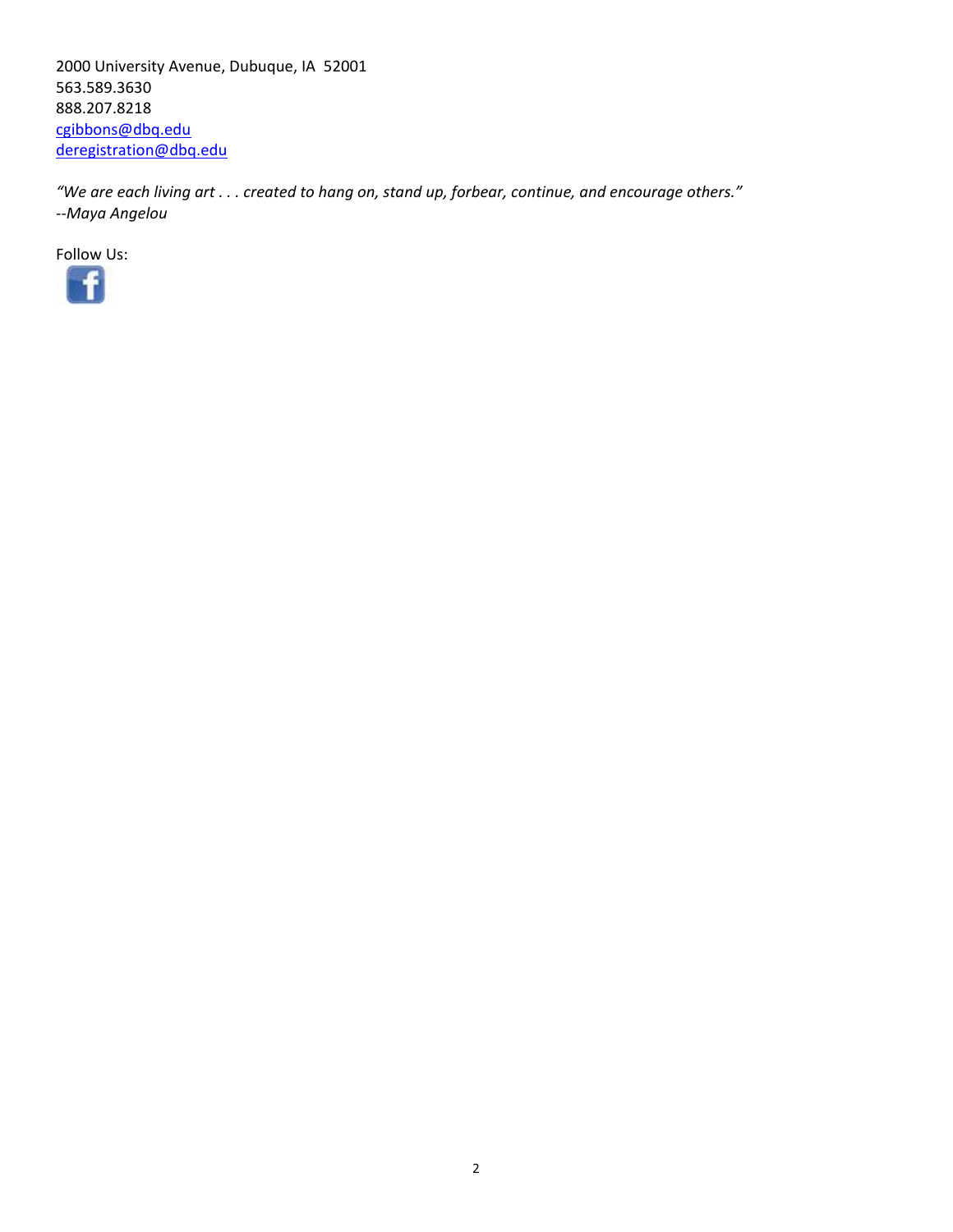2000 University Avenue, Dubuque, IA  52001
563.589.3630
888.207.8218
cgibbons@dbq.edu
deregistration@dbq.edu

*"We are each living art . . . created to hang on, stand up, forbear, continue, and encourage others."*
*--Maya Angelou*

Follow Us: